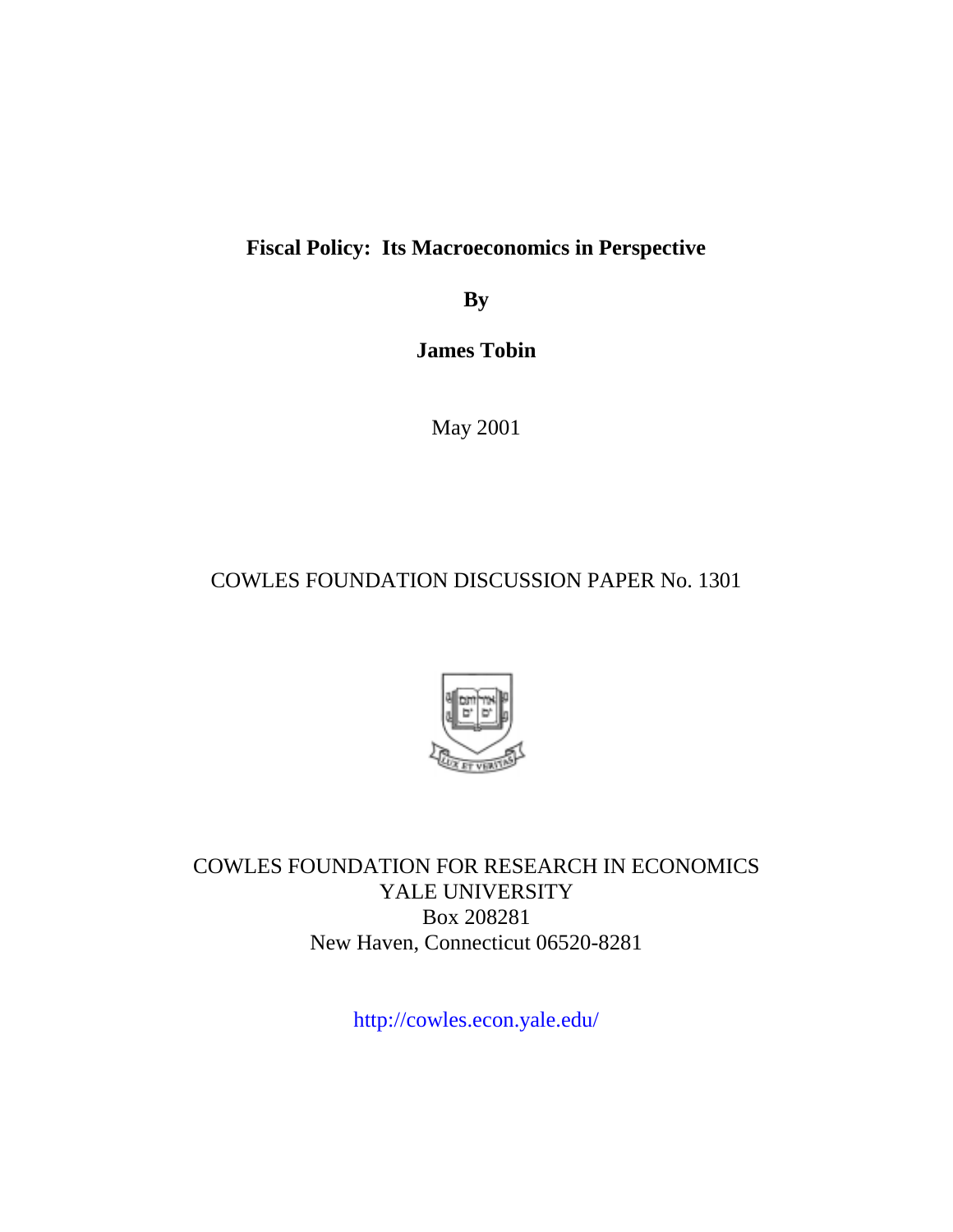**Fiscal Policy: Its Macroeconomics in Perspective**

**By**

**James Tobin**

May 2001

COWLES FOUNDATION DISCUSSION PAPER No. 1301

COWLES FOUNDATION FOR RESEARCH IN ECONOMICS
YALE UNIVERSITY
Box 208281
New Haven, Connecticut 06520-8281

http://cowles.econ.yale.edu/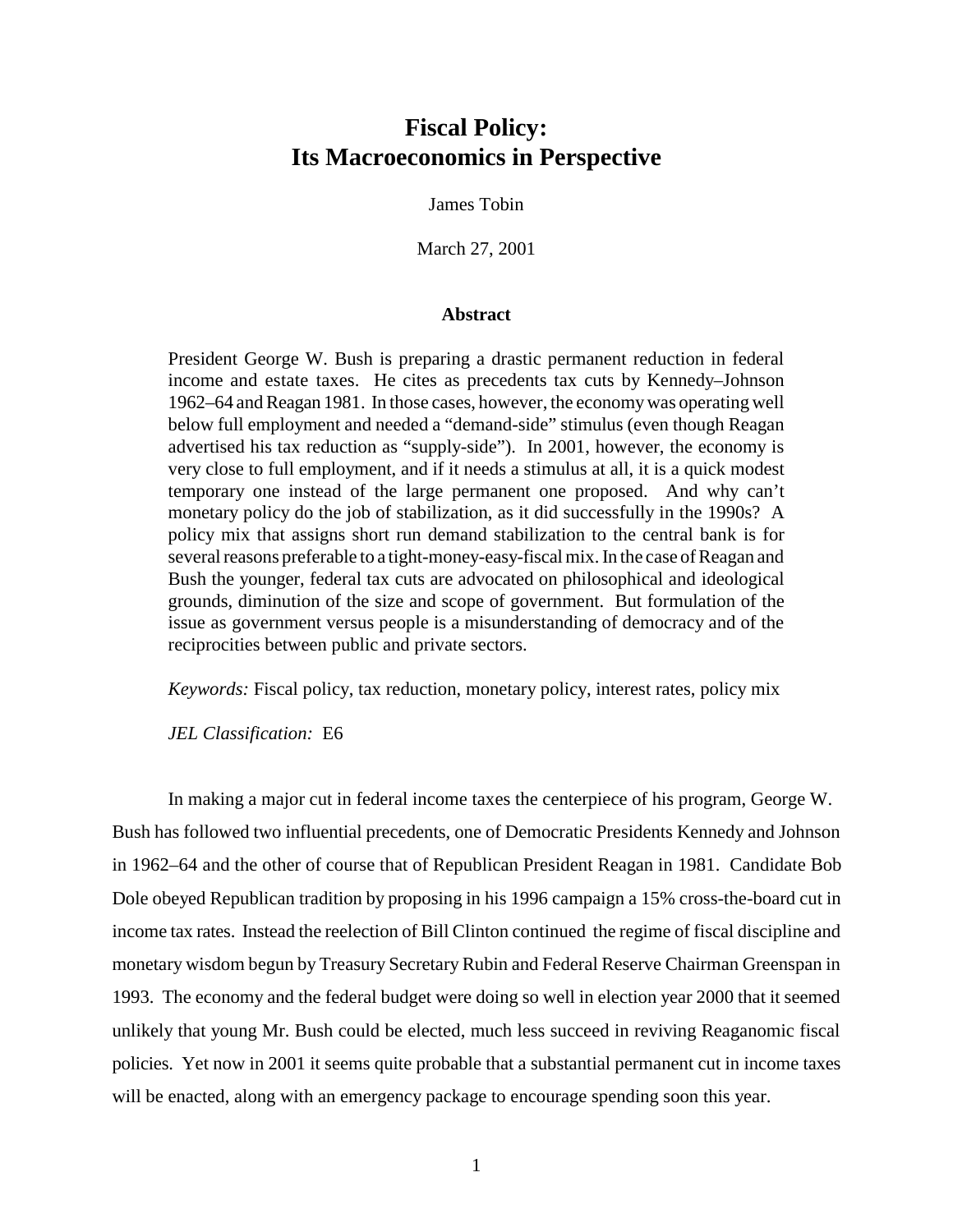# Fiscal Policy: Its Macroeconomics in Perspective

James Tobin

March 27, 2001

### Abstract

President George W. Bush is preparing a drastic permanent reduction in federal income and estate taxes. He cites as precedents tax cuts by Kennedy–Johnson 1962–64 and Reagan 1981. In those cases, however, the economy was operating well below full employment and needed a "demand-side" stimulus (even though Reagan advertised his tax reduction as "supply-side"). In 2001, however, the economy is very close to full employment, and if it needs a stimulus at all, it is a quick modest temporary one instead of the large permanent one proposed. And why can't monetary policy do the job of stabilization, as it did successfully in the 1990s? A policy mix that assigns short run demand stabilization to the central bank is for several reasons preferable to a tight-money-easy-fiscal mix. In the case of Reagan and Bush the younger, federal tax cuts are advocated on philosophical and ideological grounds, diminution of the size and scope of government. But formulation of the issue as government versus people is a misunderstanding of democracy and of the reciprocities between public and private sectors.

*Keywords:* Fiscal policy, tax reduction, monetary policy, interest rates, policy mix

*JEL Classification:* E6

In making a major cut in federal income taxes the centerpiece of his program, George W. Bush has followed two influential precedents, one of Democratic Presidents Kennedy and Johnson in 1962–64 and the other of course that of Republican President Reagan in 1981. Candidate Bob Dole obeyed Republican tradition by proposing in his 1996 campaign a 15% cross-the-board cut in income tax rates. Instead the reelection of Bill Clinton continued the regime of fiscal discipline and monetary wisdom begun by Treasury Secretary Rubin and Federal Reserve Chairman Greenspan in 1993. The economy and the federal budget were doing so well in election year 2000 that it seemed unlikely that young Mr. Bush could be elected, much less succeed in reviving Reaganomic fiscal policies. Yet now in 2001 it seems quite probable that a substantial permanent cut in income taxes will be enacted, along with an emergency package to encourage spending soon this year.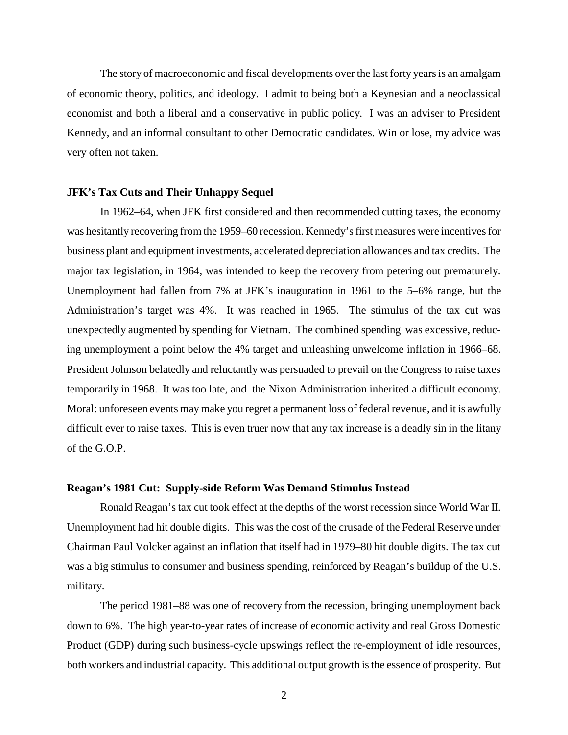The story of macroeconomic and fiscal developments over the last forty years is an amalgam of economic theory, politics, and ideology. I admit to being both a Keynesian and a neoclassical economist and both a liberal and a conservative in public policy. I was an adviser to President Kennedy, and an informal consultant to other Democratic candidates. Win or lose, my advice was very often not taken.

**JFK's Tax Cuts and Their Unhappy Sequel**

In 1962–64, when JFK first considered and then recommended cutting taxes, the economy was hesitantly recovering from the 1959–60 recession. Kennedy's first measures were incentives for business plant and equipment investments, accelerated depreciation allowances and tax credits. The major tax legislation, in 1964, was intended to keep the recovery from petering out prematurely. Unemployment had fallen from 7% at JFK's inauguration in 1961 to the 5–6% range, but the Administration's target was 4%. It was reached in 1965. The stimulus of the tax cut was unexpectedly augmented by spending for Vietnam. The combined spending was excessive, reducing unemployment a point below the 4% target and unleashing unwelcome inflation in 1966–68. President Johnson belatedly and reluctantly was persuaded to prevail on the Congress to raise taxes temporarily in 1968. It was too late, and the Nixon Administration inherited a difficult economy. Moral: unforeseen events may make you regret a permanent loss of federal revenue, and it is awfully difficult ever to raise taxes. This is even truer now that any tax increase is a deadly sin in the litany of the G.O.P.

**Reagan's 1981 Cut: Supply-side Reform Was Demand Stimulus Instead**

Ronald Reagan's tax cut took effect at the depths of the worst recession since World War II. Unemployment had hit double digits. This was the cost of the crusade of the Federal Reserve under Chairman Paul Volcker against an inflation that itself had in 1979–80 hit double digits. The tax cut was a big stimulus to consumer and business spending, reinforced by Reagan's buildup of the U.S. military.

The period 1981–88 was one of recovery from the recession, bringing unemployment back down to 6%. The high year-to-year rates of increase of economic activity and real Gross Domestic Product (GDP) during such business-cycle upswings reflect the re-employment of idle resources, both workers and industrial capacity. This additional output growth is the essence of prosperity. But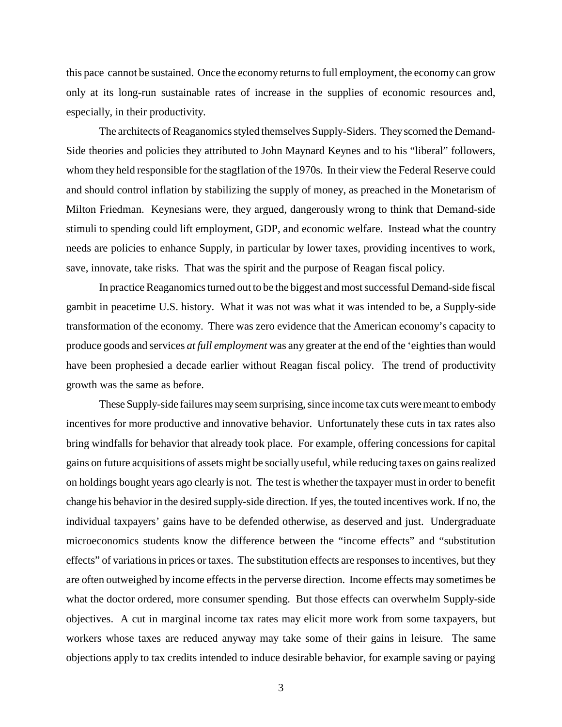this pace cannot be sustained. Once the economy returns to full employment, the economy can grow only at its long-run sustainable rates of increase in the supplies of economic resources and, especially, in their productivity.

The architects of Reaganomics styled themselves Supply-Siders. They scorned the Demand-Side theories and policies they attributed to John Maynard Keynes and to his "liberal" followers, whom they held responsible for the stagflation of the 1970s. In their view the Federal Reserve could and should control inflation by stabilizing the supply of money, as preached in the Monetarism of Milton Friedman. Keynesians were, they argued, dangerously wrong to think that Demand-side stimuli to spending could lift employment, GDP, and economic welfare. Instead what the country needs are policies to enhance Supply, in particular by lower taxes, providing incentives to work, save, innovate, take risks. That was the spirit and the purpose of Reagan fiscal policy.

In practice Reaganomics turned out to be the biggest and most successful Demand-side fiscal gambit in peacetime U.S. history. What it was not was what it was intended to be, a Supply-side transformation of the economy. There was zero evidence that the American economy's capacity to produce goods and services *at full employment* was any greater at the end of the 'eighties than would have been prophesied a decade earlier without Reagan fiscal policy. The trend of productivity growth was the same as before.

These Supply-side failures may seem surprising, since income tax cuts were meant to embody incentives for more productive and innovative behavior. Unfortunately these cuts in tax rates also bring windfalls for behavior that already took place. For example, offering concessions for capital gains on future acquisitions of assets might be socially useful, while reducing taxes on gains realized on holdings bought years ago clearly is not. The test is whether the taxpayer must in order to benefit change his behavior in the desired supply-side direction. If yes, the touted incentives work. If no, the individual taxpayers' gains have to be defended otherwise, as deserved and just. Undergraduate microeconomics students know the difference between the "income effects" and "substitution effects" of variations in prices or taxes. The substitution effects are responses to incentives, but they are often outweighed by income effects in the perverse direction. Income effects may sometimes be what the doctor ordered, more consumer spending. But those effects can overwhelm Supply-side objectives. A cut in marginal income tax rates may elicit more work from some taxpayers, but workers whose taxes are reduced anyway may take some of their gains in leisure. The same objections apply to tax credits intended to induce desirable behavior, for example saving or paying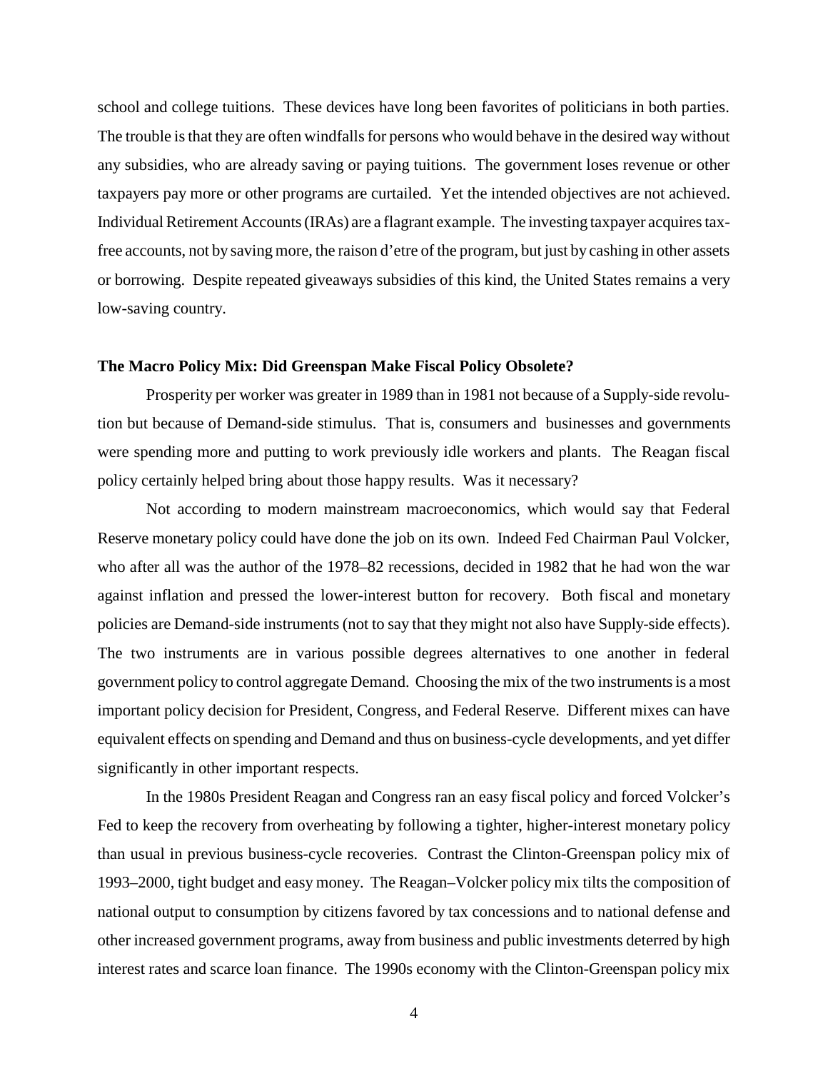school and college tuitions. These devices have long been favorites of politicians in both parties. The trouble is that they are often windfalls for persons who would behave in the desired way without any subsidies, who are already saving or paying tuitions. The government loses revenue or other taxpayers pay more or other programs are curtailed. Yet the intended objectives are not achieved. Individual Retirement Accounts (IRAs) are a flagrant example. The investing taxpayer acquires tax-free accounts, not by saving more, the raison d'etre of the program, but just by cashing in other assets or borrowing. Despite repeated giveaways subsidies of this kind, the United States remains a very low-saving country.

**The Macro Policy Mix: Did Greenspan Make Fiscal Policy Obsolete?**

Prosperity per worker was greater in 1989 than in 1981 not because of a Supply-side revolution but because of Demand-side stimulus. That is, consumers and businesses and governments were spending more and putting to work previously idle workers and plants. The Reagan fiscal policy certainly helped bring about those happy results. Was it necessary?

Not according to modern mainstream macroeconomics, which would say that Federal Reserve monetary policy could have done the job on its own. Indeed Fed Chairman Paul Volcker, who after all was the author of the 1978–82 recessions, decided in 1982 that he had won the war against inflation and pressed the lower-interest button for recovery. Both fiscal and monetary policies are Demand-side instruments (not to say that they might not also have Supply-side effects). The two instruments are in various possible degrees alternatives to one another in federal government policy to control aggregate Demand. Choosing the mix of the two instruments is a most important policy decision for President, Congress, and Federal Reserve. Different mixes can have equivalent effects on spending and Demand and thus on business-cycle developments, and yet differ significantly in other important respects.

In the 1980s President Reagan and Congress ran an easy fiscal policy and forced Volcker's Fed to keep the recovery from overheating by following a tighter, higher-interest monetary policy than usual in previous business-cycle recoveries. Contrast the Clinton-Greenspan policy mix of 1993–2000, tight budget and easy money. The Reagan–Volcker policy mix tilts the composition of national output to consumption by citizens favored by tax concessions and to national defense and other increased government programs, away from business and public investments deterred by high interest rates and scarce loan finance. The 1990s economy with the Clinton-Greenspan policy mix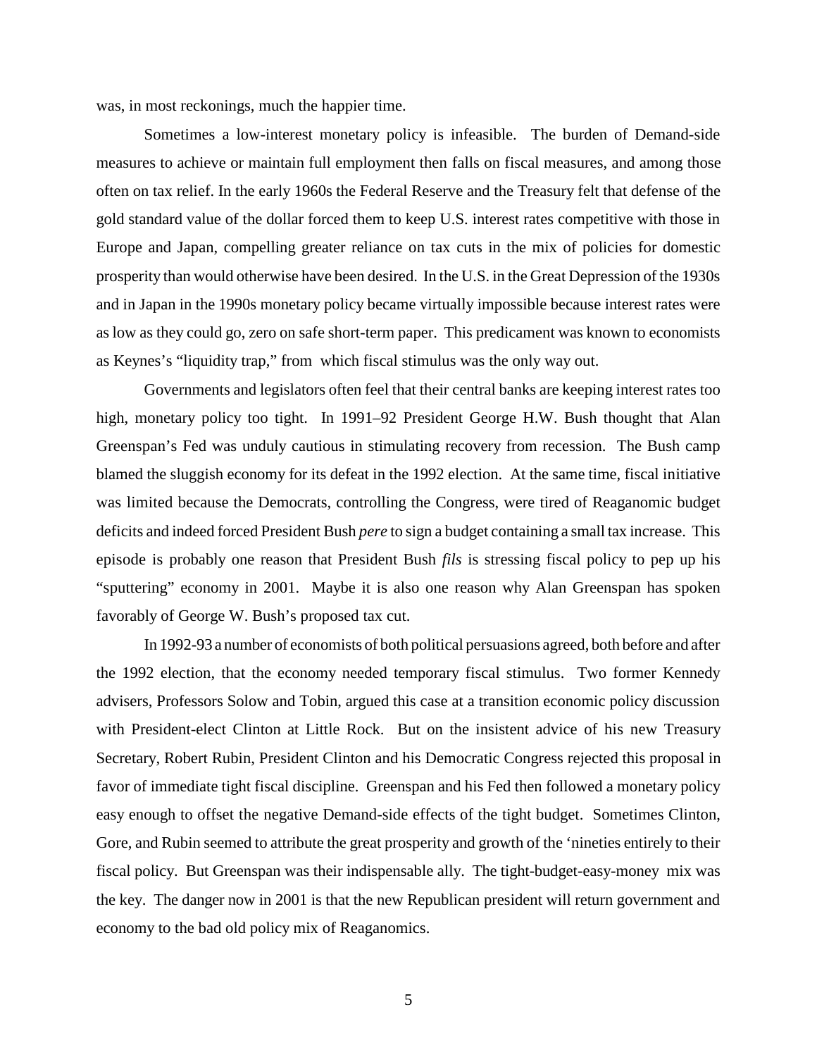was, in most reckonings, much the happier time.

Sometimes a low-interest monetary policy is infeasible. The burden of Demand-side measures to achieve or maintain full employment then falls on fiscal measures, and among those often on tax relief. In the early 1960s the Federal Reserve and the Treasury felt that defense of the gold standard value of the dollar forced them to keep U.S. interest rates competitive with those in Europe and Japan, compelling greater reliance on tax cuts in the mix of policies for domestic prosperity than would otherwise have been desired. In the U.S. in the Great Depression of the 1930s and in Japan in the 1990s monetary policy became virtually impossible because interest rates were as low as they could go, zero on safe short-term paper. This predicament was known to economists as Keynes's "liquidity trap," from which fiscal stimulus was the only way out.

Governments and legislators often feel that their central banks are keeping interest rates too high, monetary policy too tight. In 1991–92 President George H.W. Bush thought that Alan Greenspan's Fed was unduly cautious in stimulating recovery from recession. The Bush camp blamed the sluggish economy for its defeat in the 1992 election. At the same time, fiscal initiative was limited because the Democrats, controlling the Congress, were tired of Reaganomic budget deficits and indeed forced President Bush *pere* to sign a budget containing a small tax increase. This episode is probably one reason that President Bush *fils* is stressing fiscal policy to pep up his "sputtering" economy in 2001. Maybe it is also one reason why Alan Greenspan has spoken favorably of George W. Bush's proposed tax cut.

In 1992-93 a number of economists of both political persuasions agreed, both before and after the 1992 election, that the economy needed temporary fiscal stimulus. Two former Kennedy advisers, Professors Solow and Tobin, argued this case at a transition economic policy discussion with President-elect Clinton at Little Rock. But on the insistent advice of his new Treasury Secretary, Robert Rubin, President Clinton and his Democratic Congress rejected this proposal in favor of immediate tight fiscal discipline. Greenspan and his Fed then followed a monetary policy easy enough to offset the negative Demand-side effects of the tight budget. Sometimes Clinton, Gore, and Rubin seemed to attribute the great prosperity and growth of the 'nineties entirely to their fiscal policy. But Greenspan was their indispensable ally. The tight-budget-easy-money mix was the key. The danger now in 2001 is that the new Republican president will return government and economy to the bad old policy mix of Reaganomics.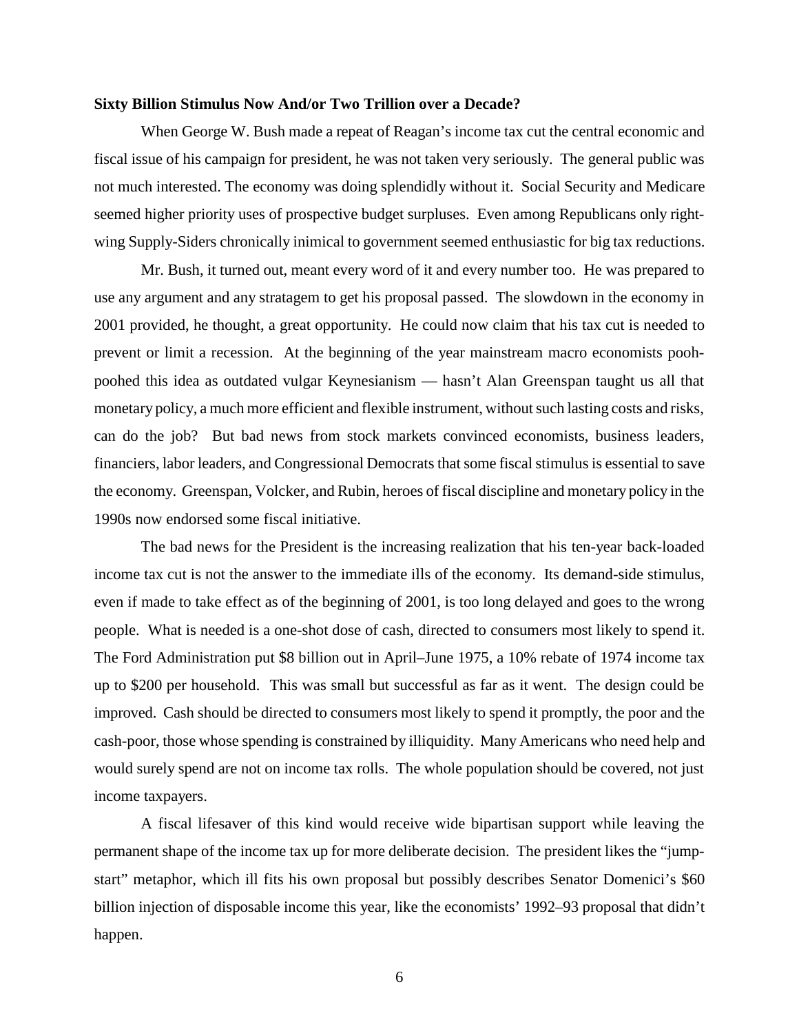**Sixty Billion Stimulus Now And/or Two Trillion over a Decade?**

When George W. Bush made a repeat of Reagan's income tax cut the central economic and fiscal issue of his campaign for president, he was not taken very seriously. The general public was not much interested. The economy was doing splendidly without it. Social Security and Medicare seemed higher priority uses of prospective budget surpluses. Even among Republicans only right-wing Supply-Siders chronically inimical to government seemed enthusiastic for big tax reductions.

Mr. Bush, it turned out, meant every word of it and every number too. He was prepared to use any argument and any stratagem to get his proposal passed. The slowdown in the economy in 2001 provided, he thought, a great opportunity. He could now claim that his tax cut is needed to prevent or limit a recession. At the beginning of the year mainstream macro economists pooh-poohed this idea as outdated vulgar Keynesianism — hasn't Alan Greenspan taught us all that monetary policy, a much more efficient and flexible instrument, without such lasting costs and risks, can do the job? But bad news from stock markets convinced economists, business leaders, financiers, labor leaders, and Congressional Democrats that some fiscal stimulus is essential to save the economy. Greenspan, Volcker, and Rubin, heroes of fiscal discipline and monetary policy in the 1990s now endorsed some fiscal initiative.

The bad news for the President is the increasing realization that his ten-year back-loaded income tax cut is not the answer to the immediate ills of the economy. Its demand-side stimulus, even if made to take effect as of the beginning of 2001, is too long delayed and goes to the wrong people. What is needed is a one-shot dose of cash, directed to consumers most likely to spend it. The Ford Administration put $8 billion out in April–June 1975, a 10% rebate of 1974 income tax up to $200 per household. This was small but successful as far as it went. The design could be improved. Cash should be directed to consumers most likely to spend it promptly, the poor and the cash-poor, those whose spending is constrained by illiquidity. Many Americans who need help and would surely spend are not on income tax rolls. The whole population should be covered, not just income taxpayers.

A fiscal lifesaver of this kind would receive wide bipartisan support while leaving the permanent shape of the income tax up for more deliberate decision. The president likes the "jump-start" metaphor, which ill fits his own proposal but possibly describes Senator Domenici's $60 billion injection of disposable income this year, like the economists' 1992–93 proposal that didn't happen.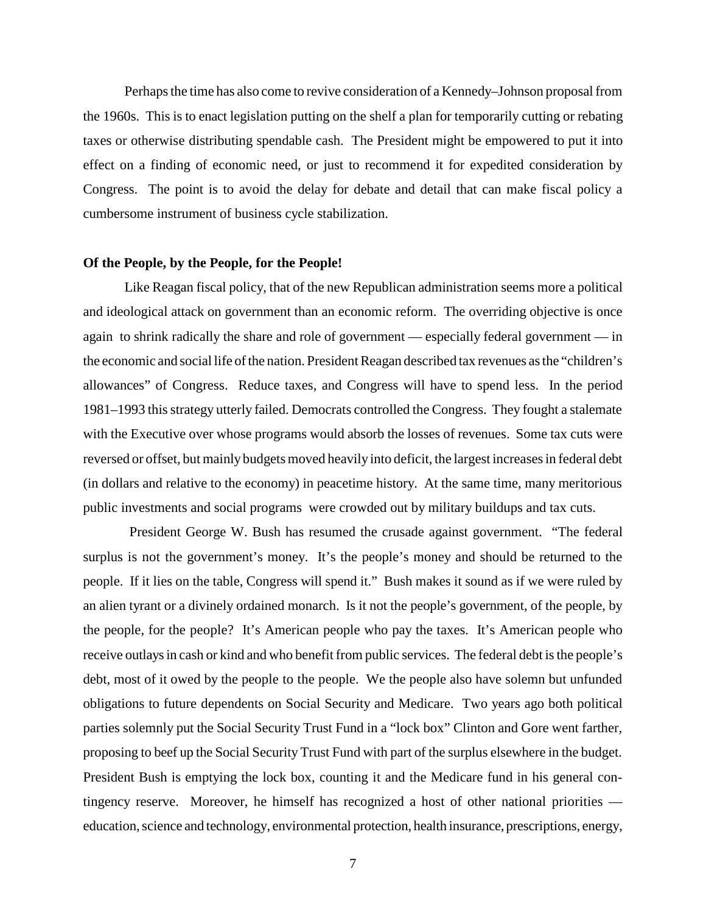Perhaps the time has also come to revive consideration of a Kennedy–Johnson proposal from the 1960s. This is to enact legislation putting on the shelf a plan for temporarily cutting or rebating taxes or otherwise distributing spendable cash. The President might be empowered to put it into effect on a finding of economic need, or just to recommend it for expedited consideration by Congress. The point is to avoid the delay for debate and detail that can make fiscal policy a cumbersome instrument of business cycle stabilization.

**Of the People, by the People, for the People!**

Like Reagan fiscal policy, that of the new Republican administration seems more a political and ideological attack on government than an economic reform. The overriding objective is once again to shrink radically the share and role of government — especially federal government — in the economic and social life of the nation. President Reagan described tax revenues as the "children's allowances" of Congress. Reduce taxes, and Congress will have to spend less. In the period 1981–1993 this strategy utterly failed. Democrats controlled the Congress. They fought a stalemate with the Executive over whose programs would absorb the losses of revenues. Some tax cuts were reversed or offset, but mainly budgets moved heavily into deficit, the largest increases in federal debt (in dollars and relative to the economy) in peacetime history. At the same time, many meritorious public investments and social programs were crowded out by military buildups and tax cuts.

President George W. Bush has resumed the crusade against government. "The federal surplus is not the government's money. It's the people's money and should be returned to the people. If it lies on the table, Congress will spend it." Bush makes it sound as if we were ruled by an alien tyrant or a divinely ordained monarch. Is it not the people's government, of the people, by the people, for the people? It's American people who pay the taxes. It's American people who receive outlays in cash or kind and who benefit from public services. The federal debt is the people's debt, most of it owed by the people to the people. We the people also have solemn but unfunded obligations to future dependents on Social Security and Medicare. Two years ago both political parties solemnly put the Social Security Trust Fund in a "lock box" Clinton and Gore went farther, proposing to beef up the Social Security Trust Fund with part of the surplus elsewhere in the budget. President Bush is emptying the lock box, counting it and the Medicare fund in his general contingency reserve. Moreover, he himself has recognized a host of other national priorities — education, science and technology, environmental protection, health insurance, prescriptions, energy,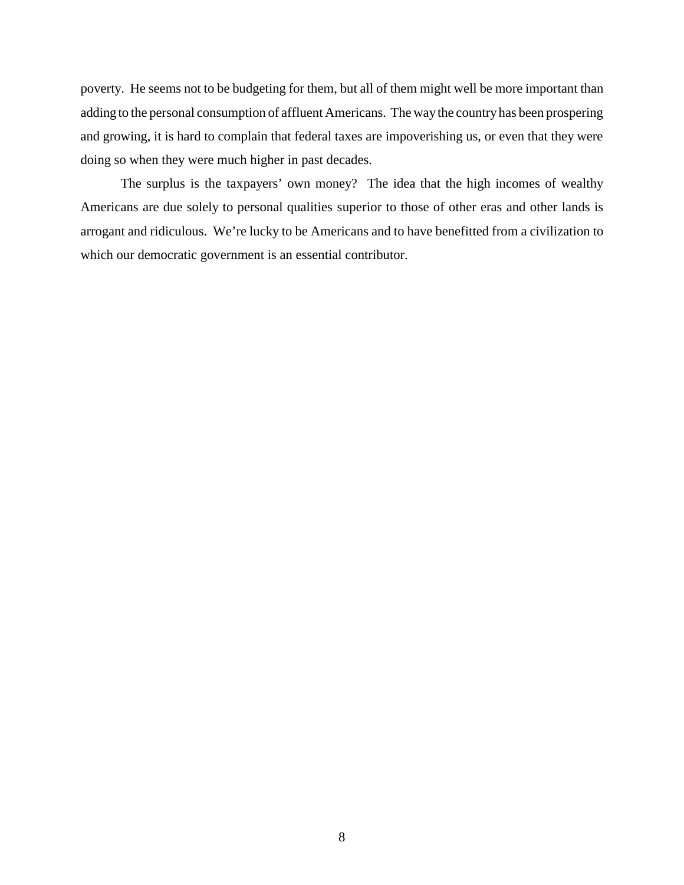poverty. He seems not to be budgeting for them, but all of them might well be more important than adding to the personal consumption of affluent Americans. The way the country has been prospering and growing, it is hard to complain that federal taxes are impoverishing us, or even that they were doing so when they were much higher in past decades.

The surplus is the taxpayers' own money? The idea that the high incomes of wealthy Americans are due solely to personal qualities superior to those of other eras and other lands is arrogant and ridiculous. We're lucky to be Americans and to have benefitted from a civilization to which our democratic government is an essential contributor.